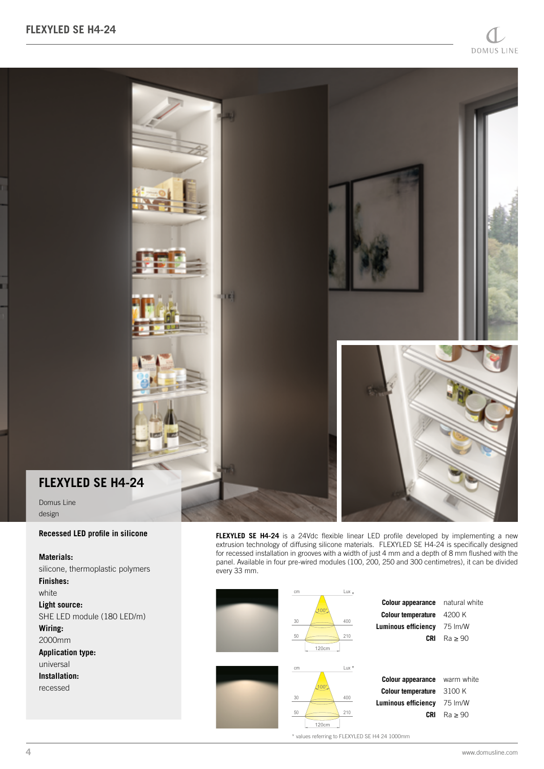## FLEXYLED SE H4-24

Domus Line
design

**Recessed LED profile in silicone**

**Materials:**
silicone, thermoplastic polymers

**Finishes:**
white

**Light source:**
SHE LED module (180 LED/m)

**Wiring:**
2000mm

**Application type:**
universal

**Installation:**
recessed

**FLEXYLED SE H4-24** is a 24Vdc flexible linear LED profile developed by implementing a new extrusion technology of diffusing silicone materials. FLEXYLED SE H4-24 is specifically designed for recessed installation in grooves with a width of just 4 mm and a depth of 8 mm flushed with the panel. Available in four pre-wired modules (100, 200, 250 and 300 centimetres), it can be divided every 33 mm.

| cm | Lux * |
|---|---|
| 30 | 400 |
| 50 | 210 |

100° – 120cm

| | |
|---|---|
| **Colour appearance** | natural white |
| **Colour temperature** | 4200 K |
| **Luminous efficiency** | 75 lm/W |
| **CRI** | Ra ≥ 90 |

| cm | Lux * |
|---|---|
| 30 | 400 |
| 50 | 210 |

100° – 120cm

| | |
|---|---|
| **Colour appearance** | warm white |
| **Colour temperature** | 3100 K |
| **Luminous efficiency** | 75 lm/W |
| **CRI** | Ra ≥ 90 |

\* values referring to FLEXYLED SE H4 24 1000mm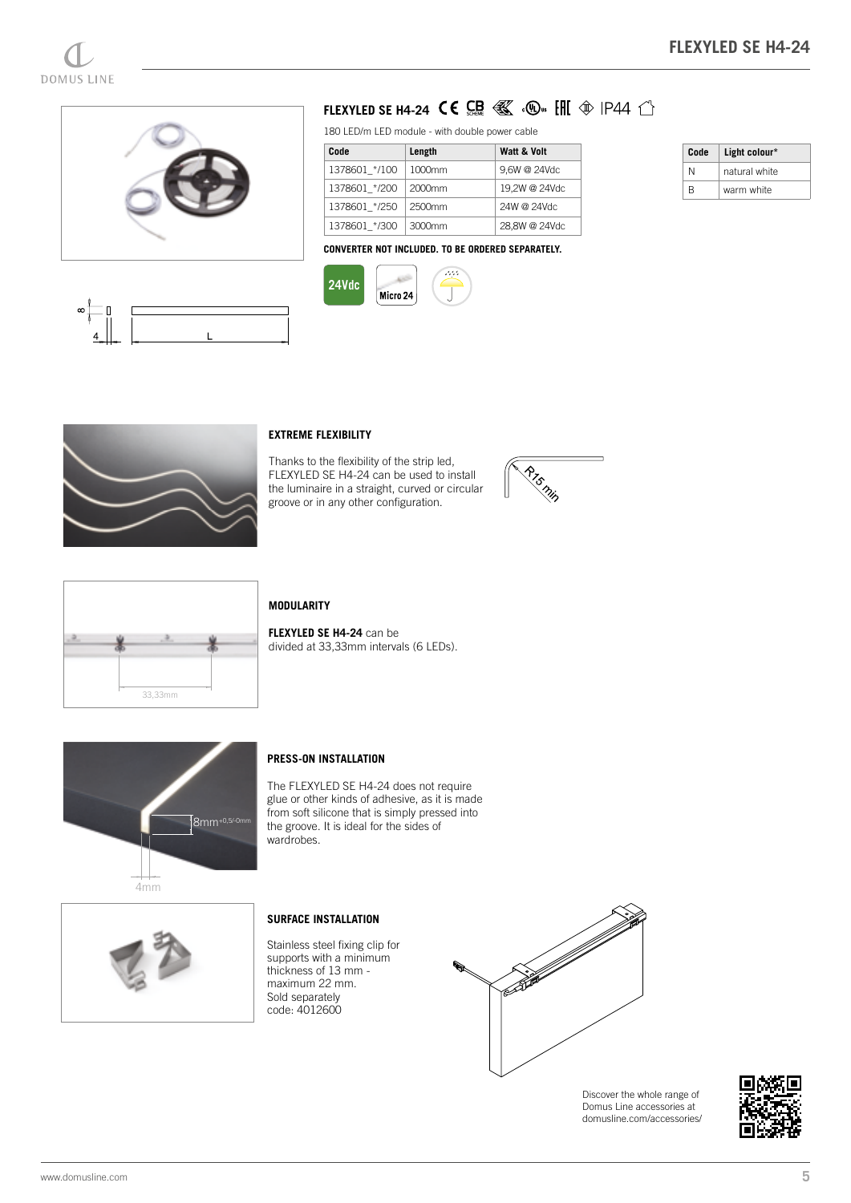## FLEXYLED SE H4-24 IP44

180 LED/m LED module - with double power cable

| Code | Length | Watt & Volt |
| --- | --- | --- |
| 1378601_*/100 | 1000mm | 9,6W @ 24Vdc |
| 1378601_*/200 | 2000mm | 19,2W @ 24Vdc |
| 1378601_*/250 | 2500mm | 24W @ 24Vdc |
| 1378601_*/300 | 3000mm | 28,8W @ 24Vdc |

| Code | Light colour* |
| --- | --- |
| N | natural white |
| B | warm white |

**CONVERTER NOT INCLUDED. TO BE ORDERED SEPARATELY.**

24Vdc

Micro 24

8

4

L

### EXTREME FLEXIBILITY

Thanks to the flexibility of the strip led, FLEXYLED SE H4-24 can be used to install the luminaire in a straight, curved or circular groove or in any other configuration.

R15 min

### MODULARITY

**FLEXYLED SE H4-24** can be divided at 33,33mm intervals (6 LEDs).

33,33mm

### PRESS-ON INSTALLATION

The FLEXYLED SE H4-24 does not require glue or other kinds of adhesive, as it is made from soft silicone that is simply pressed into the groove. It is ideal for the sides of wardrobes.

8mm +0,5/-0mm

4mm

### SURFACE INSTALLATION

Stainless steel fixing clip for supports with a minimum thickness of 13 mm - maximum 22 mm.
Sold separately
code: 4012600

Discover the whole range of Domus Line accessories at domusline.com/accessories/